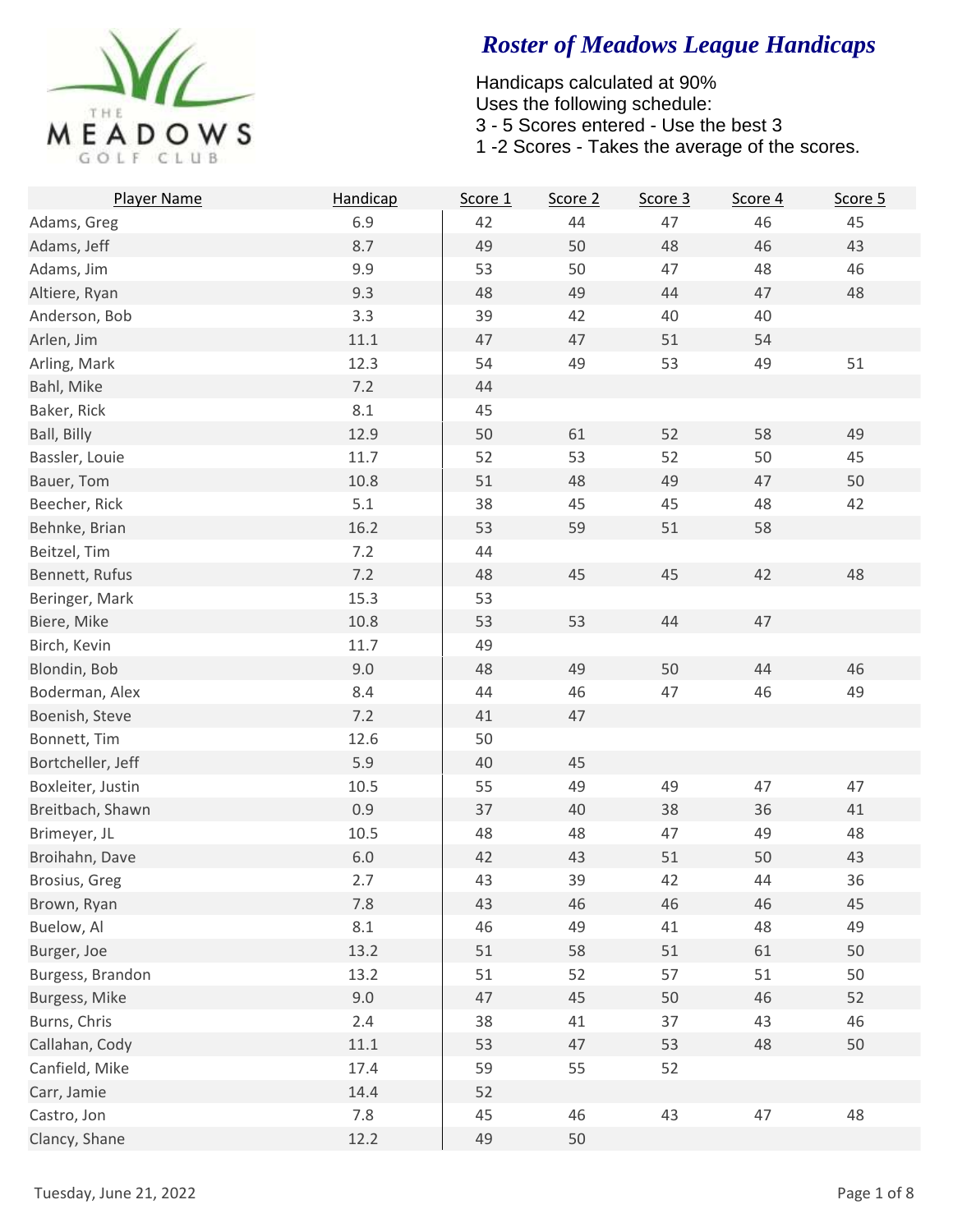# Roster of Meadows League Handicaps

Handicaps calculated at 90%
Uses the following schedule:
3 - 5 Scores entered - Use the best 3
1 -2 Scores - Takes the average of the scores.

| Player Name | Handicap | Score 1 | Score 2 | Score 3 | Score 4 | Score 5 |
|---|---|---|---|---|---|---|
| Adams, Greg | 6.9 | 42 | 44 | 47 | 46 | 45 |
| Adams, Jeff | 8.7 | 49 | 50 | 48 | 46 | 43 |
| Adams, Jim | 9.9 | 53 | 50 | 47 | 48 | 46 |
| Altiere, Ryan | 9.3 | 48 | 49 | 44 | 47 | 48 |
| Anderson, Bob | 3.3 | 39 | 42 | 40 | 40 | |
| Arlen, Jim | 11.1 | 47 | 47 | 51 | 54 | |
| Arling, Mark | 12.3 | 54 | 49 | 53 | 49 | 51 |
| Bahl, Mike | 7.2 | 44 | | | | |
| Baker, Rick | 8.1 | 45 | | | | |
| Ball, Billy | 12.9 | 50 | 61 | 52 | 58 | 49 |
| Bassler, Louie | 11.7 | 52 | 53 | 52 | 50 | 45 |
| Bauer, Tom | 10.8 | 51 | 48 | 49 | 47 | 50 |
| Beecher, Rick | 5.1 | 38 | 45 | 45 | 48 | 42 |
| Behnke, Brian | 16.2 | 53 | 59 | 51 | 58 | |
| Beitzel, Tim | 7.2 | 44 | | | | |
| Bennett, Rufus | 7.2 | 48 | 45 | 45 | 42 | 48 |
| Beringer, Mark | 15.3 | 53 | | | | |
| Biere, Mike | 10.8 | 53 | 53 | 44 | 47 | |
| Birch, Kevin | 11.7 | 49 | | | | |
| Blondin, Bob | 9.0 | 48 | 49 | 50 | 44 | 46 |
| Boderman, Alex | 8.4 | 44 | 46 | 47 | 46 | 49 |
| Boenish, Steve | 7.2 | 41 | 47 | | | |
| Bonnett, Tim | 12.6 | 50 | | | | |
| Bortcheller, Jeff | 5.9 | 40 | 45 | | | |
| Boxleiter, Justin | 10.5 | 55 | 49 | 49 | 47 | 47 |
| Breitbach, Shawn | 0.9 | 37 | 40 | 38 | 36 | 41 |
| Brimeyer, JL | 10.5 | 48 | 48 | 47 | 49 | 48 |
| Broihahn, Dave | 6.0 | 42 | 43 | 51 | 50 | 43 |
| Brosius, Greg | 2.7 | 43 | 39 | 42 | 44 | 36 |
| Brown, Ryan | 7.8 | 43 | 46 | 46 | 46 | 45 |
| Buelow, Al | 8.1 | 46 | 49 | 41 | 48 | 49 |
| Burger, Joe | 13.2 | 51 | 58 | 51 | 61 | 50 |
| Burgess, Brandon | 13.2 | 51 | 52 | 57 | 51 | 50 |
| Burgess, Mike | 9.0 | 47 | 45 | 50 | 46 | 52 |
| Burns, Chris | 2.4 | 38 | 41 | 37 | 43 | 46 |
| Callahan, Cody | 11.1 | 53 | 47 | 53 | 48 | 50 |
| Canfield, Mike | 17.4 | 59 | 55 | 52 | | |
| Carr, Jamie | 14.4 | 52 | | | | |
| Castro, Jon | 7.8 | 45 | 46 | 43 | 47 | 48 |
| Clancy, Shane | 12.2 | 49 | 50 | | | |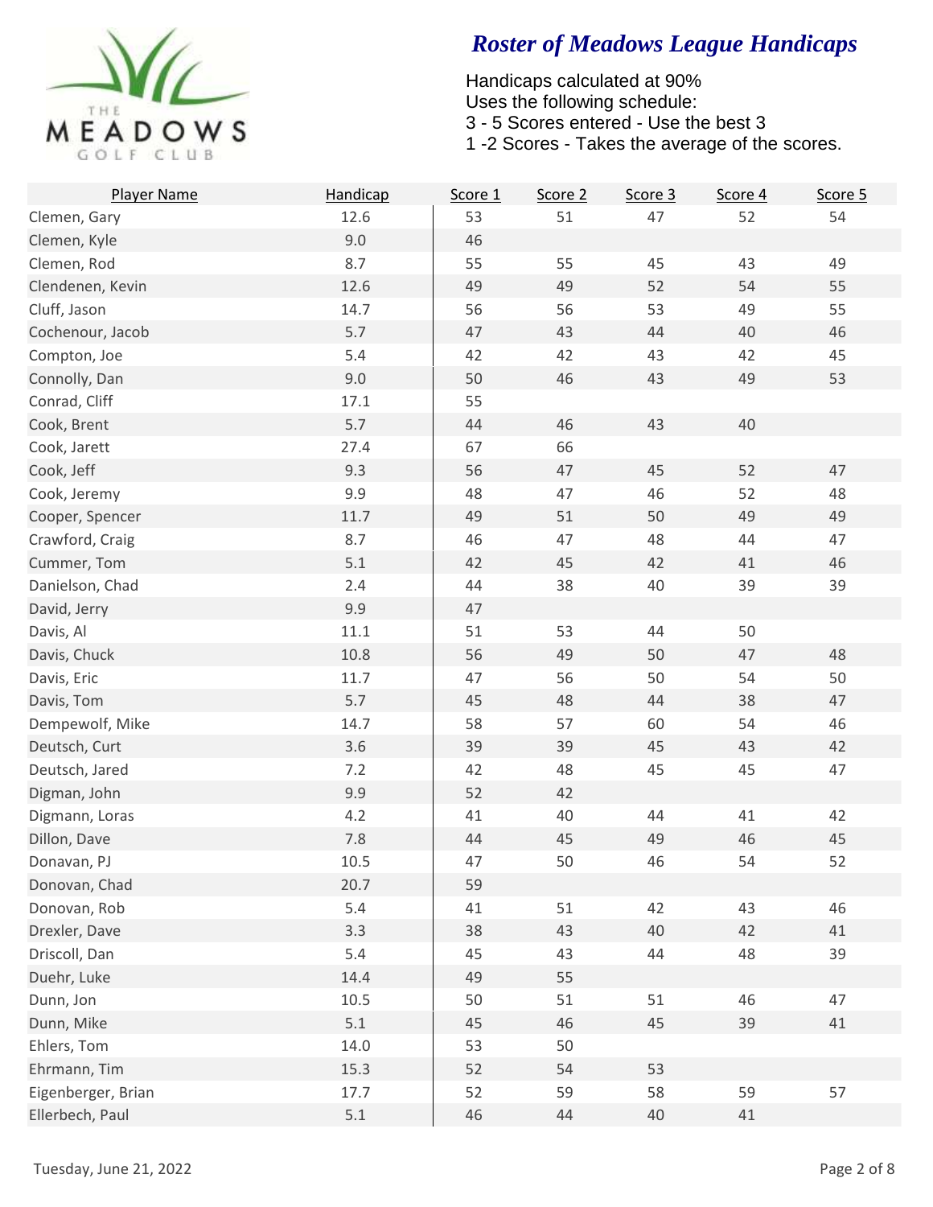# Roster of Meadows League Handicaps

Handicaps calculated at 90%
Uses the following schedule:
3 - 5 Scores entered - Use the best 3
1 -2 Scores - Takes the average of the scores.

| Player Name | Handicap | Score 1 | Score 2 | Score 3 | Score 4 | Score 5 |
|---|---|---|---|---|---|---|
| Clemen, Gary | 12.6 | 53 | 51 | 47 | 52 | 54 |
| Clemen, Kyle | 9.0 | 46 | | | | |
| Clemen, Rod | 8.7 | 55 | 55 | 45 | 43 | 49 |
| Clendenen, Kevin | 12.6 | 49 | 49 | 52 | 54 | 55 |
| Cluff, Jason | 14.7 | 56 | 56 | 53 | 49 | 55 |
| Cochenour, Jacob | 5.7 | 47 | 43 | 44 | 40 | 46 |
| Compton, Joe | 5.4 | 42 | 42 | 43 | 42 | 45 |
| Connolly, Dan | 9.0 | 50 | 46 | 43 | 49 | 53 |
| Conrad, Cliff | 17.1 | 55 | | | | |
| Cook, Brent | 5.7 | 44 | 46 | 43 | 40 | |
| Cook, Jarett | 27.4 | 67 | 66 | | | |
| Cook, Jeff | 9.3 | 56 | 47 | 45 | 52 | 47 |
| Cook, Jeremy | 9.9 | 48 | 47 | 46 | 52 | 48 |
| Cooper, Spencer | 11.7 | 49 | 51 | 50 | 49 | 49 |
| Crawford, Craig | 8.7 | 46 | 47 | 48 | 44 | 47 |
| Cummer, Tom | 5.1 | 42 | 45 | 42 | 41 | 46 |
| Danielson, Chad | 2.4 | 44 | 38 | 40 | 39 | 39 |
| David, Jerry | 9.9 | 47 | | | | |
| Davis, Al | 11.1 | 51 | 53 | 44 | 50 | |
| Davis, Chuck | 10.8 | 56 | 49 | 50 | 47 | 48 |
| Davis, Eric | 11.7 | 47 | 56 | 50 | 54 | 50 |
| Davis, Tom | 5.7 | 45 | 48 | 44 | 38 | 47 |
| Dempewolf, Mike | 14.7 | 58 | 57 | 60 | 54 | 46 |
| Deutsch, Curt | 3.6 | 39 | 39 | 45 | 43 | 42 |
| Deutsch, Jared | 7.2 | 42 | 48 | 45 | 45 | 47 |
| Digman, John | 9.9 | 52 | 42 | | | |
| Digmann, Loras | 4.2 | 41 | 40 | 44 | 41 | 42 |
| Dillon, Dave | 7.8 | 44 | 45 | 49 | 46 | 45 |
| Donavan, PJ | 10.5 | 47 | 50 | 46 | 54 | 52 |
| Donovan, Chad | 20.7 | 59 | | | | |
| Donovan, Rob | 5.4 | 41 | 51 | 42 | 43 | 46 |
| Drexler, Dave | 3.3 | 38 | 43 | 40 | 42 | 41 |
| Driscoll, Dan | 5.4 | 45 | 43 | 44 | 48 | 39 |
| Duehr, Luke | 14.4 | 49 | 55 | | | |
| Dunn, Jon | 10.5 | 50 | 51 | 51 | 46 | 47 |
| Dunn, Mike | 5.1 | 45 | 46 | 45 | 39 | 41 |
| Ehlers, Tom | 14.0 | 53 | 50 | | | |
| Ehrmann, Tim | 15.3 | 52 | 54 | 53 | | |
| Eigenberger, Brian | 17.7 | 52 | 59 | 58 | 59 | 57 |
| Ellerbech, Paul | 5.1 | 46 | 44 | 40 | 41 | |

Tuesday, June 21, 2022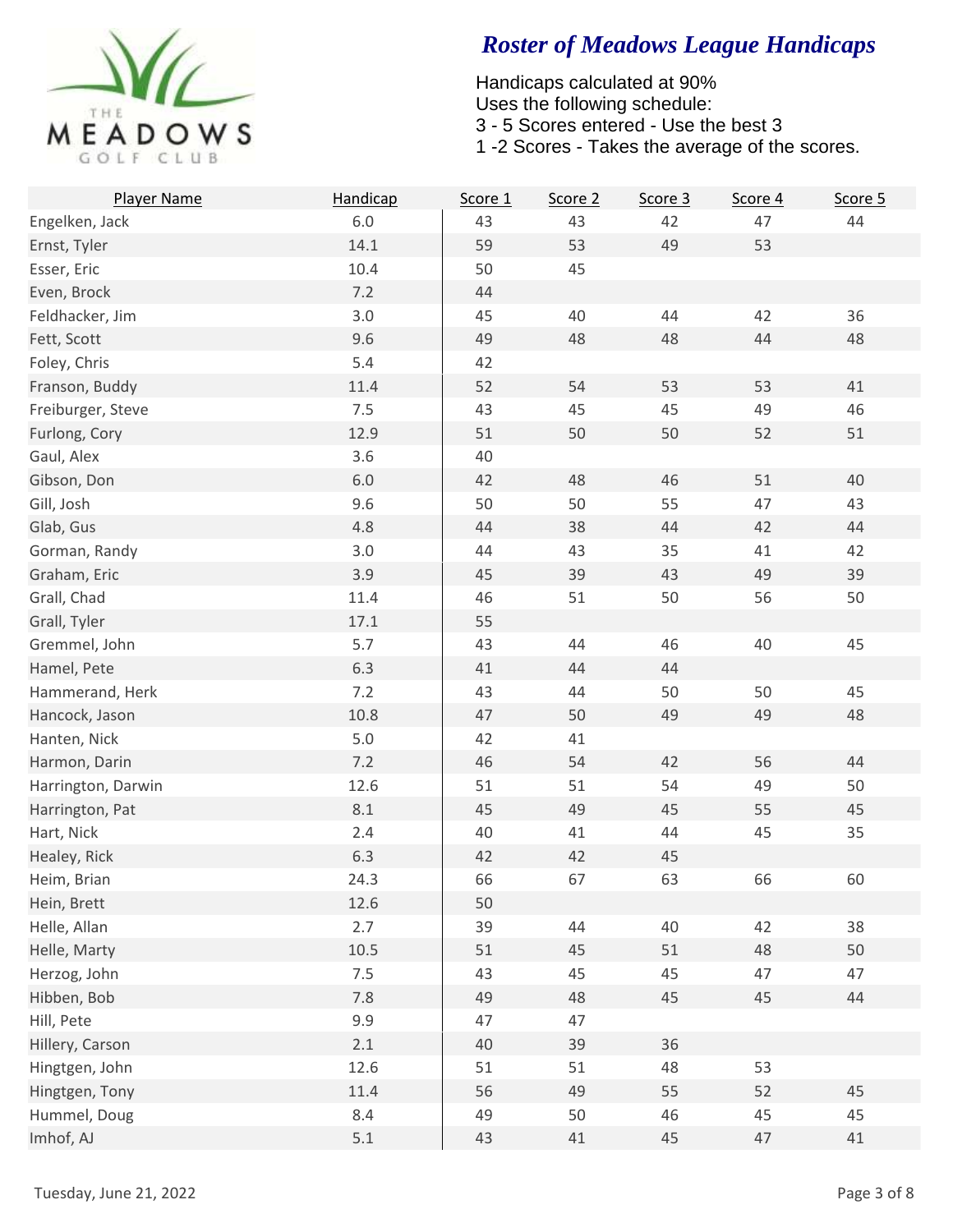THE MEADOWS GOLF CLUB

# *Roster of Meadows League Handicaps*

Handicaps calculated at 90%
Uses the following schedule:
3 - 5 Scores entered - Use the best 3
1 -2 Scores - Takes the average of the scores.

| Player Name | Handicap | Score 1 | Score 2 | Score 3 | Score 4 | Score 5 |
|---|---|---|---|---|---|---|
| Engelken, Jack | 6.0 | 43 | 43 | 42 | 47 | 44 |
| Ernst, Tyler | 14.1 | 59 | 53 | 49 | 53 | |
| Esser, Eric | 10.4 | 50 | 45 | | | |
| Even, Brock | 7.2 | 44 | | | | |
| Feldhacker, Jim | 3.0 | 45 | 40 | 44 | 42 | 36 |
| Fett, Scott | 9.6 | 49 | 48 | 48 | 44 | 48 |
| Foley, Chris | 5.4 | 42 | | | | |
| Franson, Buddy | 11.4 | 52 | 54 | 53 | 53 | 41 |
| Freiburger, Steve | 7.5 | 43 | 45 | 45 | 49 | 46 |
| Furlong, Cory | 12.9 | 51 | 50 | 50 | 52 | 51 |
| Gaul, Alex | 3.6 | 40 | | | | |
| Gibson, Don | 6.0 | 42 | 48 | 46 | 51 | 40 |
| Gill, Josh | 9.6 | 50 | 50 | 55 | 47 | 43 |
| Glab, Gus | 4.8 | 44 | 38 | 44 | 42 | 44 |
| Gorman, Randy | 3.0 | 44 | 43 | 35 | 41 | 42 |
| Graham, Eric | 3.9 | 45 | 39 | 43 | 49 | 39 |
| Grall, Chad | 11.4 | 46 | 51 | 50 | 56 | 50 |
| Grall, Tyler | 17.1 | 55 | | | | |
| Gremmel, John | 5.7 | 43 | 44 | 46 | 40 | 45 |
| Hamel, Pete | 6.3 | 41 | 44 | 44 | | |
| Hammerand, Herk | 7.2 | 43 | 44 | 50 | 50 | 45 |
| Hancock, Jason | 10.8 | 47 | 50 | 49 | 49 | 48 |
| Hanten, Nick | 5.0 | 42 | 41 | | | |
| Harmon, Darin | 7.2 | 46 | 54 | 42 | 56 | 44 |
| Harrington, Darwin | 12.6 | 51 | 51 | 54 | 49 | 50 |
| Harrington, Pat | 8.1 | 45 | 49 | 45 | 55 | 45 |
| Hart, Nick | 2.4 | 40 | 41 | 44 | 45 | 35 |
| Healey, Rick | 6.3 | 42 | 42 | 45 | | |
| Heim, Brian | 24.3 | 66 | 67 | 63 | 66 | 60 |
| Hein, Brett | 12.6 | 50 | | | | |
| Helle, Allan | 2.7 | 39 | 44 | 40 | 42 | 38 |
| Helle, Marty | 10.5 | 51 | 45 | 51 | 48 | 50 |
| Herzog, John | 7.5 | 43 | 45 | 45 | 47 | 47 |
| Hibben, Bob | 7.8 | 49 | 48 | 45 | 45 | 44 |
| Hill, Pete | 9.9 | 47 | 47 | | | |
| Hillery, Carson | 2.1 | 40 | 39 | 36 | | |
| Hingtgen, John | 12.6 | 51 | 51 | 48 | 53 | |
| Hingtgen, Tony | 11.4 | 56 | 49 | 55 | 52 | 45 |
| Hummel, Doug | 8.4 | 49 | 50 | 46 | 45 | 45 |
| Imhof, AJ | 5.1 | 43 | 41 | 45 | 47 | 41 |

Tuesday, June 21, 2022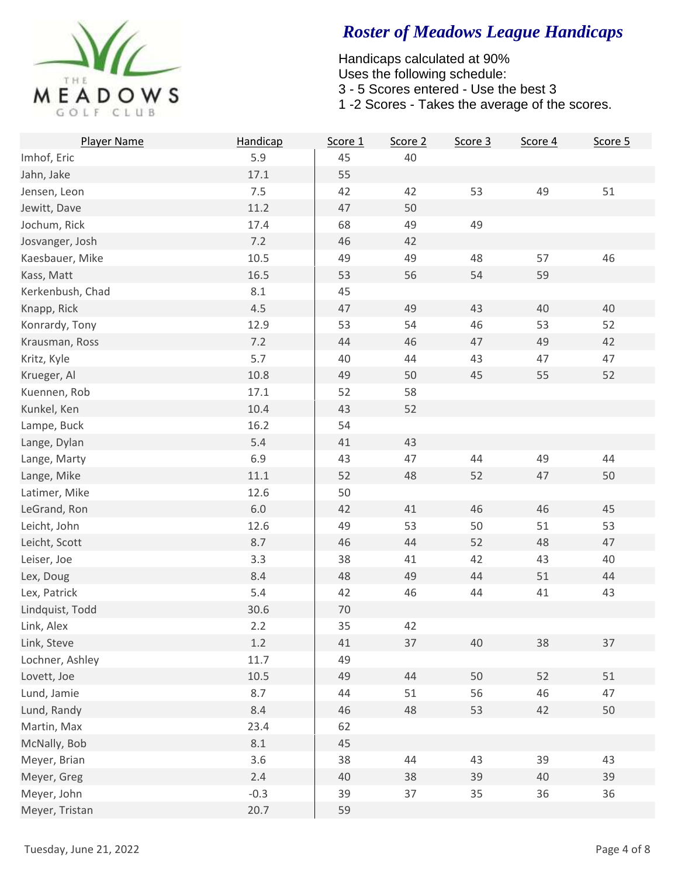# Roster of Meadows League Handicaps

Handicaps calculated at 90%
Uses the following schedule:
3 - 5 Scores entered - Use the best 3
1 -2 Scores - Takes the average of the scores.

| Player Name | Handicap | Score 1 | Score 2 | Score 3 | Score 4 | Score 5 |
|---|---|---|---|---|---|---|
| Imhof, Eric | 5.9 | 45 | 40 | | | |
| Jahn, Jake | 17.1 | 55 | | | | |
| Jensen, Leon | 7.5 | 42 | 42 | 53 | 49 | 51 |
| Jewitt, Dave | 11.2 | 47 | 50 | | | |
| Jochum, Rick | 17.4 | 68 | 49 | 49 | | |
| Josvanger, Josh | 7.2 | 46 | 42 | | | |
| Kaesbauer, Mike | 10.5 | 49 | 49 | 48 | 57 | 46 |
| Kass, Matt | 16.5 | 53 | 56 | 54 | 59 | |
| Kerkenbush, Chad | 8.1 | 45 | | | | |
| Knapp, Rick | 4.5 | 47 | 49 | 43 | 40 | 40 |
| Konrardy, Tony | 12.9 | 53 | 54 | 46 | 53 | 52 |
| Krausman, Ross | 7.2 | 44 | 46 | 47 | 49 | 42 |
| Kritz, Kyle | 5.7 | 40 | 44 | 43 | 47 | 47 |
| Krueger, Al | 10.8 | 49 | 50 | 45 | 55 | 52 |
| Kuennen, Rob | 17.1 | 52 | 58 | | | |
| Kunkel, Ken | 10.4 | 43 | 52 | | | |
| Lampe, Buck | 16.2 | 54 | | | | |
| Lange, Dylan | 5.4 | 41 | 43 | | | |
| Lange, Marty | 6.9 | 43 | 47 | 44 | 49 | 44 |
| Lange, Mike | 11.1 | 52 | 48 | 52 | 47 | 50 |
| Latimer, Mike | 12.6 | 50 | | | | |
| LeGrand, Ron | 6.0 | 42 | 41 | 46 | 46 | 45 |
| Leicht, John | 12.6 | 49 | 53 | 50 | 51 | 53 |
| Leicht, Scott | 8.7 | 46 | 44 | 52 | 48 | 47 |
| Leiser, Joe | 3.3 | 38 | 41 | 42 | 43 | 40 |
| Lex, Doug | 8.4 | 48 | 49 | 44 | 51 | 44 |
| Lex, Patrick | 5.4 | 42 | 46 | 44 | 41 | 43 |
| Lindquist, Todd | 30.6 | 70 | | | | |
| Link, Alex | 2.2 | 35 | 42 | | | |
| Link, Steve | 1.2 | 41 | 37 | 40 | 38 | 37 |
| Lochner, Ashley | 11.7 | 49 | | | | |
| Lovett, Joe | 10.5 | 49 | 44 | 50 | 52 | 51 |
| Lund, Jamie | 8.7 | 44 | 51 | 56 | 46 | 47 |
| Lund, Randy | 8.4 | 46 | 48 | 53 | 42 | 50 |
| Martin, Max | 23.4 | 62 | | | | |
| McNally, Bob | 8.1 | 45 | | | | |
| Meyer, Brian | 3.6 | 38 | 44 | 43 | 39 | 43 |
| Meyer, Greg | 2.4 | 40 | 38 | 39 | 40 | 39 |
| Meyer, John | -0.3 | 39 | 37 | 35 | 36 | 36 |
| Meyer, Tristan | 20.7 | 59 | | | | |

Tuesday, June 21, 2022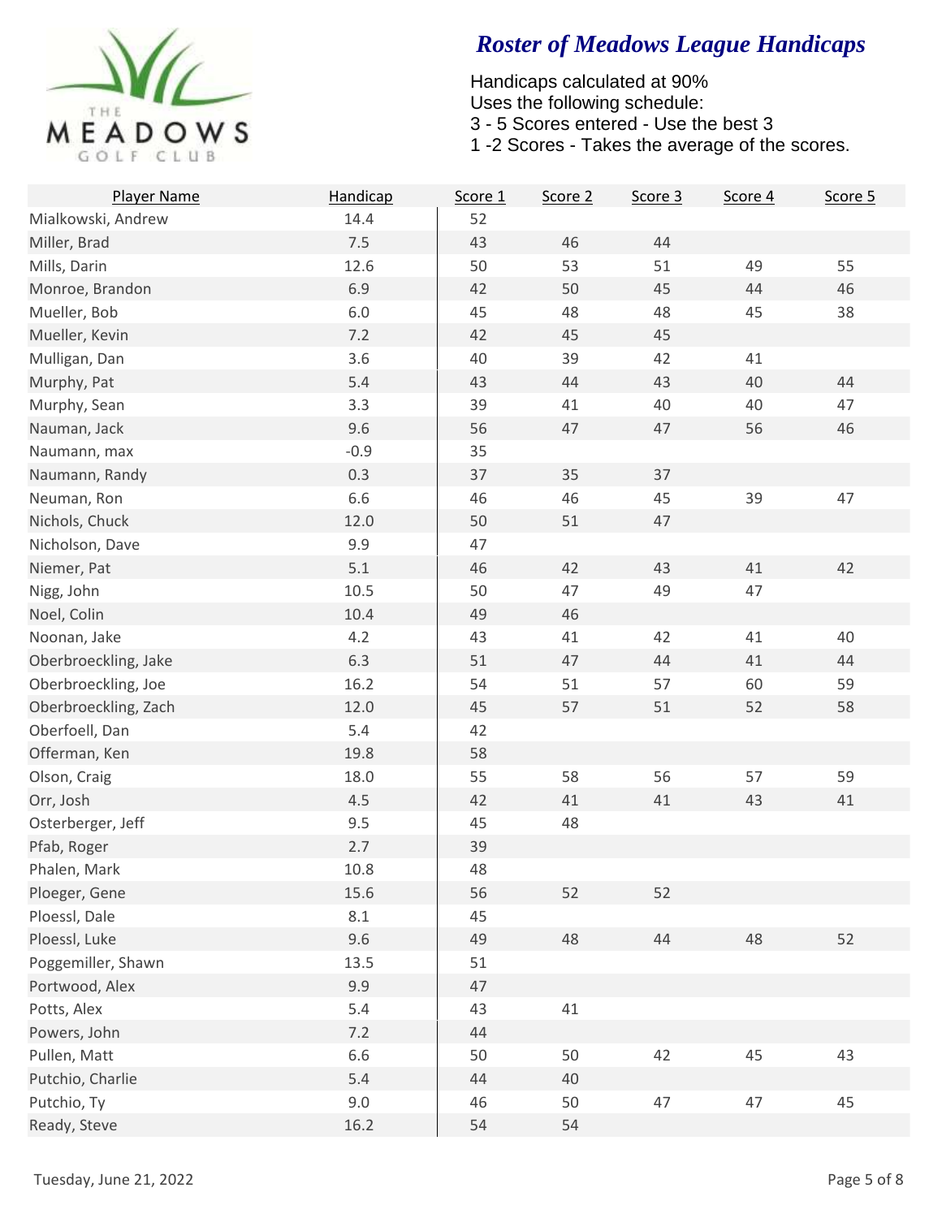# Roster of Meadows League Handicaps

Handicaps calculated at 90%
Uses the following schedule:
3 - 5 Scores entered - Use the best 3
1 -2 Scores - Takes the average of the scores.

| Player Name | Handicap | Score 1 | Score 2 | Score 3 | Score 4 | Score 5 |
|---|---|---|---|---|---|---|
| Mialkowski, Andrew | 14.4 | 52 | | | | |
| Miller, Brad | 7.5 | 43 | 46 | 44 | | |
| Mills, Darin | 12.6 | 50 | 53 | 51 | 49 | 55 |
| Monroe, Brandon | 6.9 | 42 | 50 | 45 | 44 | 46 |
| Mueller, Bob | 6.0 | 45 | 48 | 48 | 45 | 38 |
| Mueller, Kevin | 7.2 | 42 | 45 | 45 | | |
| Mulligan, Dan | 3.6 | 40 | 39 | 42 | 41 | |
| Murphy, Pat | 5.4 | 43 | 44 | 43 | 40 | 44 |
| Murphy, Sean | 3.3 | 39 | 41 | 40 | 40 | 47 |
| Nauman, Jack | 9.6 | 56 | 47 | 47 | 56 | 46 |
| Naumann, max | -0.9 | 35 | | | | |
| Naumann, Randy | 0.3 | 37 | 35 | 37 | | |
| Neuman, Ron | 6.6 | 46 | 46 | 45 | 39 | 47 |
| Nichols, Chuck | 12.0 | 50 | 51 | 47 | | |
| Nicholson, Dave | 9.9 | 47 | | | | |
| Niemer, Pat | 5.1 | 46 | 42 | 43 | 41 | 42 |
| Nigg, John | 10.5 | 50 | 47 | 49 | 47 | |
| Noel, Colin | 10.4 | 49 | 46 | | | |
| Noonan, Jake | 4.2 | 43 | 41 | 42 | 41 | 40 |
| Oberbroeckling, Jake | 6.3 | 51 | 47 | 44 | 41 | 44 |
| Oberbroeckling, Joe | 16.2 | 54 | 51 | 57 | 60 | 59 |
| Oberbroeckling, Zach | 12.0 | 45 | 57 | 51 | 52 | 58 |
| Oberfoell, Dan | 5.4 | 42 | | | | |
| Offerman, Ken | 19.8 | 58 | | | | |
| Olson, Craig | 18.0 | 55 | 58 | 56 | 57 | 59 |
| Orr, Josh | 4.5 | 42 | 41 | 41 | 43 | 41 |
| Osterberger, Jeff | 9.5 | 45 | 48 | | | |
| Pfab, Roger | 2.7 | 39 | | | | |
| Phalen, Mark | 10.8 | 48 | | | | |
| Ploeger, Gene | 15.6 | 56 | 52 | 52 | | |
| Ploessl, Dale | 8.1 | 45 | | | | |
| Ploessl, Luke | 9.6 | 49 | 48 | 44 | 48 | 52 |
| Poggemiller, Shawn | 13.5 | 51 | | | | |
| Portwood, Alex | 9.9 | 47 | | | | |
| Potts, Alex | 5.4 | 43 | 41 | | | |
| Powers, John | 7.2 | 44 | | | | |
| Pullen, Matt | 6.6 | 50 | 50 | 42 | 45 | 43 |
| Putchio, Charlie | 5.4 | 44 | 40 | | | |
| Putchio, Ty | 9.0 | 46 | 50 | 47 | 47 | 45 |
| Ready, Steve | 16.2 | 54 | 54 | | | |

Tuesday, June 21, 2022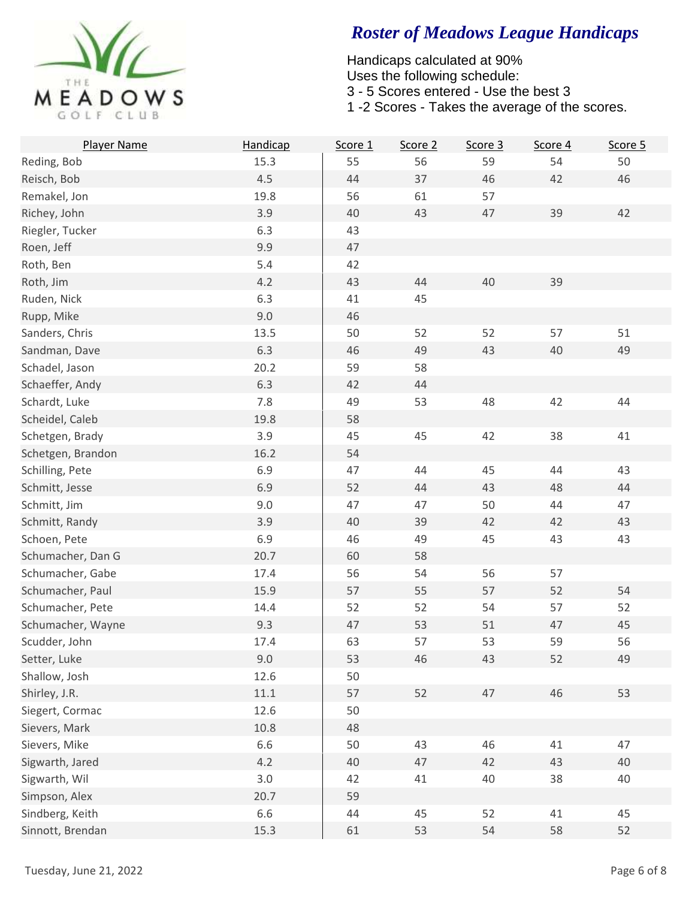# Roster of Meadows League Handicaps

Handicaps calculated at 90%
Uses the following schedule:
3 - 5 Scores entered - Use the best 3
1 -2 Scores - Takes the average of the scores.

| Player Name | Handicap | Score 1 | Score 2 | Score 3 | Score 4 | Score 5 |
|---|---|---|---|---|---|---|
| Reding, Bob | 15.3 | 55 | 56 | 59 | 54 | 50 |
| Reisch, Bob | 4.5 | 44 | 37 | 46 | 42 | 46 |
| Remakel, Jon | 19.8 | 56 | 61 | 57 | | |
| Richey, John | 3.9 | 40 | 43 | 47 | 39 | 42 |
| Riegler, Tucker | 6.3 | 43 | | | | |
| Roen, Jeff | 9.9 | 47 | | | | |
| Roth, Ben | 5.4 | 42 | | | | |
| Roth, Jim | 4.2 | 43 | 44 | 40 | 39 | |
| Ruden, Nick | 6.3 | 41 | 45 | | | |
| Rupp, Mike | 9.0 | 46 | | | | |
| Sanders, Chris | 13.5 | 50 | 52 | 52 | 57 | 51 |
| Sandman, Dave | 6.3 | 46 | 49 | 43 | 40 | 49 |
| Schadel, Jason | 20.2 | 59 | 58 | | | |
| Schaeffer, Andy | 6.3 | 42 | 44 | | | |
| Schardt, Luke | 7.8 | 49 | 53 | 48 | 42 | 44 |
| Scheidel, Caleb | 19.8 | 58 | | | | |
| Schetgen, Brady | 3.9 | 45 | 45 | 42 | 38 | 41 |
| Schetgen, Brandon | 16.2 | 54 | | | | |
| Schilling, Pete | 6.9 | 47 | 44 | 45 | 44 | 43 |
| Schmitt, Jesse | 6.9 | 52 | 44 | 43 | 48 | 44 |
| Schmitt, Jim | 9.0 | 47 | 47 | 50 | 44 | 47 |
| Schmitt, Randy | 3.9 | 40 | 39 | 42 | 42 | 43 |
| Schoen, Pete | 6.9 | 46 | 49 | 45 | 43 | 43 |
| Schumacher, Dan G | 20.7 | 60 | 58 | | | |
| Schumacher, Gabe | 17.4 | 56 | 54 | 56 | 57 | |
| Schumacher, Paul | 15.9 | 57 | 55 | 57 | 52 | 54 |
| Schumacher, Pete | 14.4 | 52 | 52 | 54 | 57 | 52 |
| Schumacher, Wayne | 9.3 | 47 | 53 | 51 | 47 | 45 |
| Scudder, John | 17.4 | 63 | 57 | 53 | 59 | 56 |
| Setter, Luke | 9.0 | 53 | 46 | 43 | 52 | 49 |
| Shallow, Josh | 12.6 | 50 | | | | |
| Shirley, J.R. | 11.1 | 57 | 52 | 47 | 46 | 53 |
| Siegert, Cormac | 12.6 | 50 | | | | |
| Sievers, Mark | 10.8 | 48 | | | | |
| Sievers, Mike | 6.6 | 50 | 43 | 46 | 41 | 47 |
| Sigwarth, Jared | 4.2 | 40 | 47 | 42 | 43 | 40 |
| Sigwarth, Wil | 3.0 | 42 | 41 | 40 | 38 | 40 |
| Simpson, Alex | 20.7 | 59 | | | | |
| Sindberg, Keith | 6.6 | 44 | 45 | 52 | 41 | 45 |
| Sinnott, Brendan | 15.3 | 61 | 53 | 54 | 58 | 52 |

Tuesday, June 21, 2022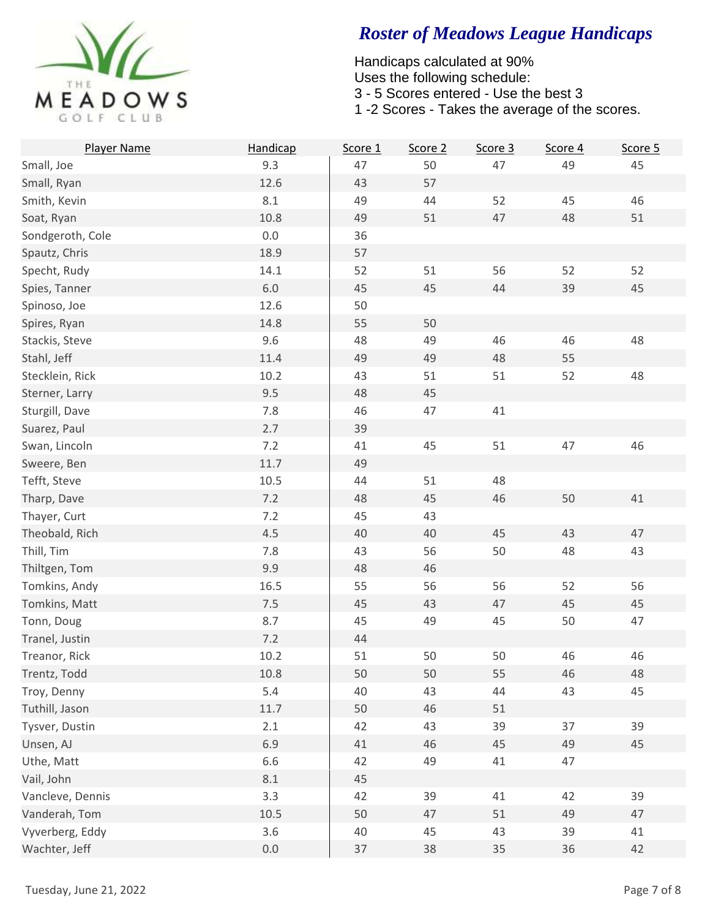# Roster of Meadows League Handicaps

Handicaps calculated at 90%
Uses the following schedule:
3 - 5 Scores entered - Use the best 3
1 -2 Scores - Takes the average of the scores.

| Player Name | Handicap | Score 1 | Score 2 | Score 3 | Score 4 | Score 5 |
|---|---|---|---|---|---|---|
| Small, Joe | 9.3 | 47 | 50 | 47 | 49 | 45 |
| Small, Ryan | 12.6 | 43 | 57 | | | |
| Smith, Kevin | 8.1 | 49 | 44 | 52 | 45 | 46 |
| Soat, Ryan | 10.8 | 49 | 51 | 47 | 48 | 51 |
| Sondgeroth, Cole | 0.0 | 36 | | | | |
| Spautz, Chris | 18.9 | 57 | | | | |
| Specht, Rudy | 14.1 | 52 | 51 | 56 | 52 | 52 |
| Spies, Tanner | 6.0 | 45 | 45 | 44 | 39 | 45 |
| Spinoso, Joe | 12.6 | 50 | | | | |
| Spires, Ryan | 14.8 | 55 | 50 | | | |
| Stackis, Steve | 9.6 | 48 | 49 | 46 | 46 | 48 |
| Stahl, Jeff | 11.4 | 49 | 49 | 48 | 55 | |
| Stecklein, Rick | 10.2 | 43 | 51 | 51 | 52 | 48 |
| Sterner, Larry | 9.5 | 48 | 45 | | | |
| Sturgill, Dave | 7.8 | 46 | 47 | 41 | | |
| Suarez, Paul | 2.7 | 39 | | | | |
| Swan, Lincoln | 7.2 | 41 | 45 | 51 | 47 | 46 |
| Sweere, Ben | 11.7 | 49 | | | | |
| Tefft, Steve | 10.5 | 44 | 51 | 48 | | |
| Tharp, Dave | 7.2 | 48 | 45 | 46 | 50 | 41 |
| Thayer, Curt | 7.2 | 45 | 43 | | | |
| Theobald, Rich | 4.5 | 40 | 40 | 45 | 43 | 47 |
| Thill, Tim | 7.8 | 43 | 56 | 50 | 48 | 43 |
| Thiltgen, Tom | 9.9 | 48 | 46 | | | |
| Tomkins, Andy | 16.5 | 55 | 56 | 56 | 52 | 56 |
| Tomkins, Matt | 7.5 | 45 | 43 | 47 | 45 | 45 |
| Tonn, Doug | 8.7 | 45 | 49 | 45 | 50 | 47 |
| Tranel, Justin | 7.2 | 44 | | | | |
| Treanor, Rick | 10.2 | 51 | 50 | 50 | 46 | 46 |
| Trentz, Todd | 10.8 | 50 | 50 | 55 | 46 | 48 |
| Troy, Denny | 5.4 | 40 | 43 | 44 | 43 | 45 |
| Tuthill, Jason | 11.7 | 50 | 46 | 51 | | |
| Tysver, Dustin | 2.1 | 42 | 43 | 39 | 37 | 39 |
| Unsen, AJ | 6.9 | 41 | 46 | 45 | 49 | 45 |
| Uthe, Matt | 6.6 | 42 | 49 | 41 | 47 | |
| Vail, John | 8.1 | 45 | | | | |
| Vancleve, Dennis | 3.3 | 42 | 39 | 41 | 42 | 39 |
| Vanderah, Tom | 10.5 | 50 | 47 | 51 | 49 | 47 |
| Vyverberg, Eddy | 3.6 | 40 | 45 | 43 | 39 | 41 |
| Wachter, Jeff | 0.0 | 37 | 38 | 35 | 36 | 42 |

Tuesday, June 21, 2022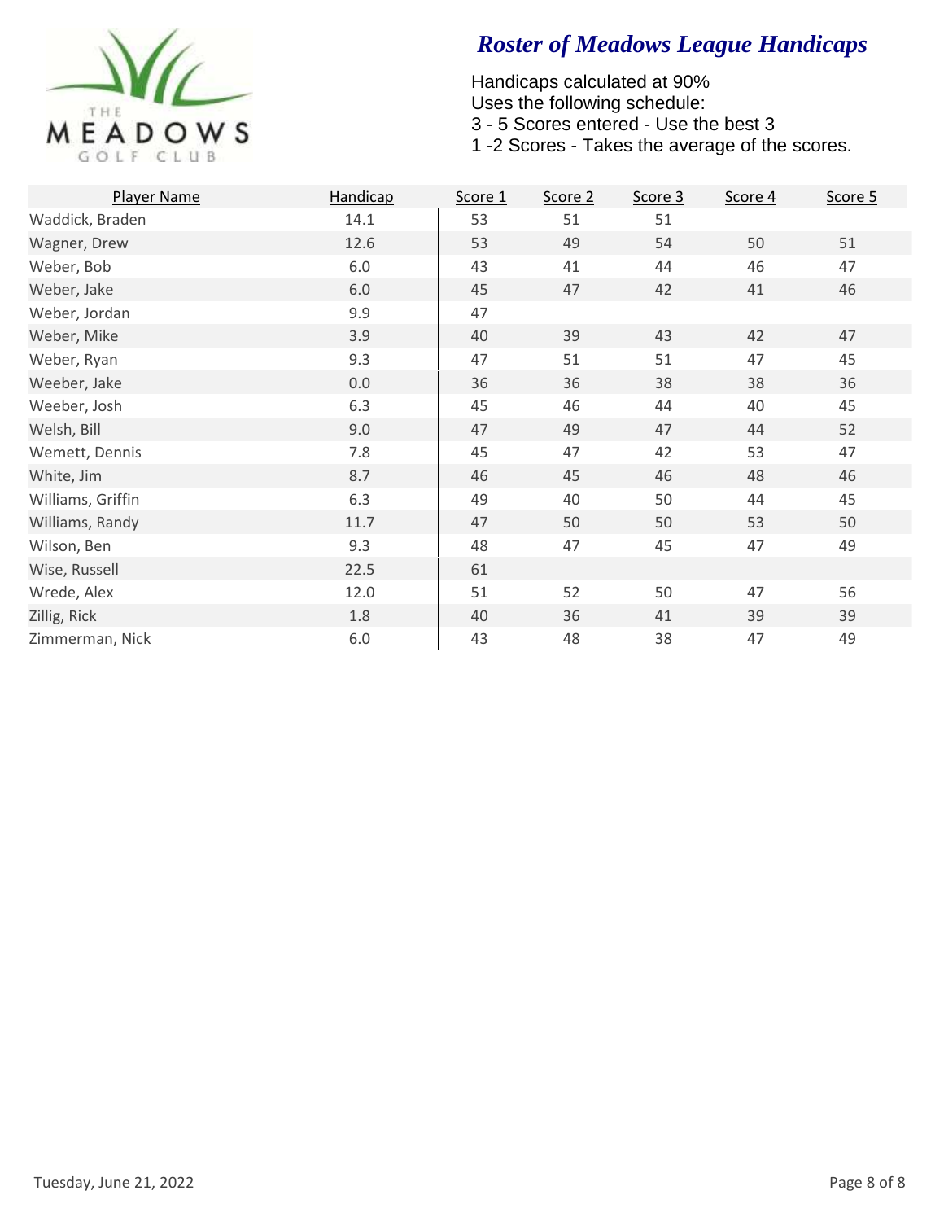# Roster of Meadows League Handicaps

Handicaps calculated at 90%
Uses the following schedule:
3 - 5 Scores entered - Use the best 3
1 -2 Scores - Takes the average of the scores.

| Player Name | Handicap | Score 1 | Score 2 | Score 3 | Score 4 | Score 5 |
|---|---|---|---|---|---|---|
| Waddick, Braden | 14.1 | 53 | 51 | 51 | | |
| Wagner, Drew | 12.6 | 53 | 49 | 54 | 50 | 51 |
| Weber, Bob | 6.0 | 43 | 41 | 44 | 46 | 47 |
| Weber, Jake | 6.0 | 45 | 47 | 42 | 41 | 46 |
| Weber, Jordan | 9.9 | 47 | | | | |
| Weber, Mike | 3.9 | 40 | 39 | 43 | 42 | 47 |
| Weber, Ryan | 9.3 | 47 | 51 | 51 | 47 | 45 |
| Weeber, Jake | 0.0 | 36 | 36 | 38 | 38 | 36 |
| Weeber, Josh | 6.3 | 45 | 46 | 44 | 40 | 45 |
| Welsh, Bill | 9.0 | 47 | 49 | 47 | 44 | 52 |
| Wemett, Dennis | 7.8 | 45 | 47 | 42 | 53 | 47 |
| White, Jim | 8.7 | 46 | 45 | 46 | 48 | 46 |
| Williams, Griffin | 6.3 | 49 | 40 | 50 | 44 | 45 |
| Williams, Randy | 11.7 | 47 | 50 | 50 | 53 | 50 |
| Wilson, Ben | 9.3 | 48 | 47 | 45 | 47 | 49 |
| Wise, Russell | 22.5 | 61 | | | | |
| Wrede, Alex | 12.0 | 51 | 52 | 50 | 47 | 56 |
| Zillig, Rick | 1.8 | 40 | 36 | 41 | 39 | 39 |
| Zimmerman, Nick | 6.0 | 43 | 48 | 38 | 47 | 49 |

Tuesday, June 21, 2022